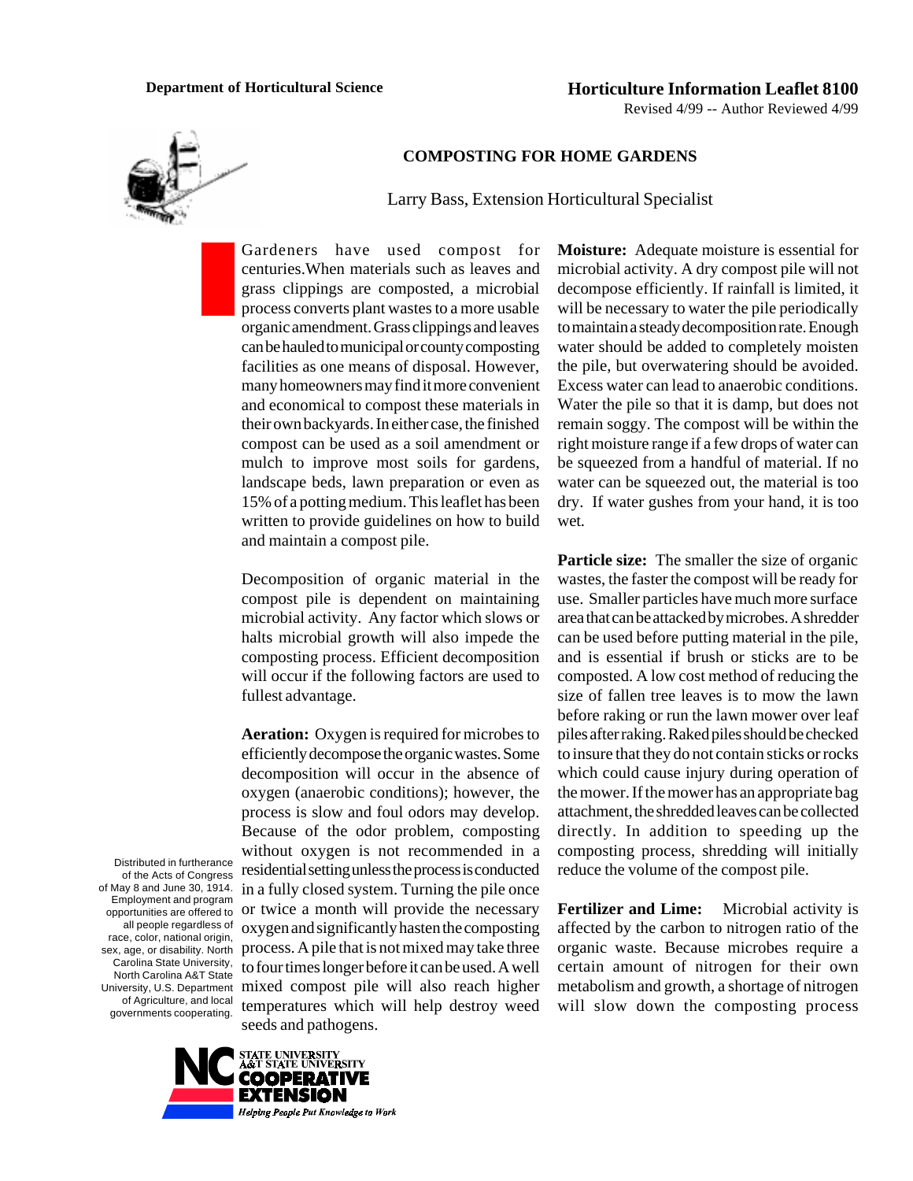**Department of Horticultural Science**

**Horticulture Information Leaflet 8100**

Revised 4/99 -- Author Reviewed 4/99

# COMPOSTING FOR HOME GARDENS

Larry Bass, Extension Horticultural Specialist

Gardeners have used compost for centuries. When materials such as leaves and grass clippings are composted, a microbial process converts plant wastes to a more usable organic amendment. Grass clippings and leaves can be hauled to municipal or county composting facilities as one means of disposal. However, many homeowners may find it more convenient and economical to compost these materials in their own backyards. In either case, the finished compost can be used as a soil amendment or mulch to improve most soils for gardens, landscape beds, lawn preparation or even as 15% of a potting medium. This leaflet has been written to provide guidelines on how to build and maintain a compost pile.

Decomposition of organic material in the compost pile is dependent on maintaining microbial activity. Any factor which slows or halts microbial growth will also impede the composting process. Efficient decomposition will occur if the following factors are used to fullest advantage.

**Aeration:** Oxygen is required for microbes to efficiently decompose the organic wastes. Some decomposition will occur in the absence of oxygen (anaerobic conditions); however, the process is slow and foul odors may develop. Because of the odor problem, composting without oxygen is not recommended in a residential setting unless the process is conducted in a fully closed system. Turning the pile once or twice a month will provide the necessary oxygen and significantly hasten the composting process. A pile that is not mixed may take three to four times longer before it can be used. A well mixed compost pile will also reach higher temperatures which will help destroy weed seeds and pathogens.

**Moisture:** Adequate moisture is essential for microbial activity. A dry compost pile will not decompose efficiently. If rainfall is limited, it will be necessary to water the pile periodically to maintain a steady decomposition rate. Enough water should be added to completely moisten the pile, but overwatering should be avoided. Excess water can lead to anaerobic conditions. Water the pile so that it is damp, but does not remain soggy. The compost will be within the right moisture range if a few drops of water can be squeezed from a handful of material. If no water can be squeezed out, the material is too dry. If water gushes from your hand, it is too wet.

**Particle size:** The smaller the size of organic wastes, the faster the compost will be ready for use. Smaller particles have much more surface area that can be attacked by microbes. A shredder can be used before putting material in the pile, and is essential if brush or sticks are to be composted. A low cost method of reducing the size of fallen tree leaves is to mow the lawn before raking or run the lawn mower over leaf piles after raking. Raked piles should be checked to insure that they do not contain sticks or rocks which could cause injury during operation of the mower. If the mower has an appropriate bag attachment, the shredded leaves can be collected directly. In addition to speeding up the composting process, shredding will initially reduce the volume of the compost pile.

**Fertilizer and Lime:** Microbial activity is affected by the carbon to nitrogen ratio of the organic waste. Because microbes require a certain amount of nitrogen for their own metabolism and growth, a shortage of nitrogen will slow down the composting process

Distributed in furtherance of the Acts of Congress of May 8 and June 30, 1914. Employment and program opportunities are offered to all people regardless of race, color, national origin, sex, age, or disability. North Carolina State University, North Carolina A&T State University, U.S. Department of Agriculture, and local governments cooperating.

NC STATE UNIVERSITY A&T STATE UNIVERSITY COOPERATIVE EXTENSION *Helping People Put Knowledge to Work*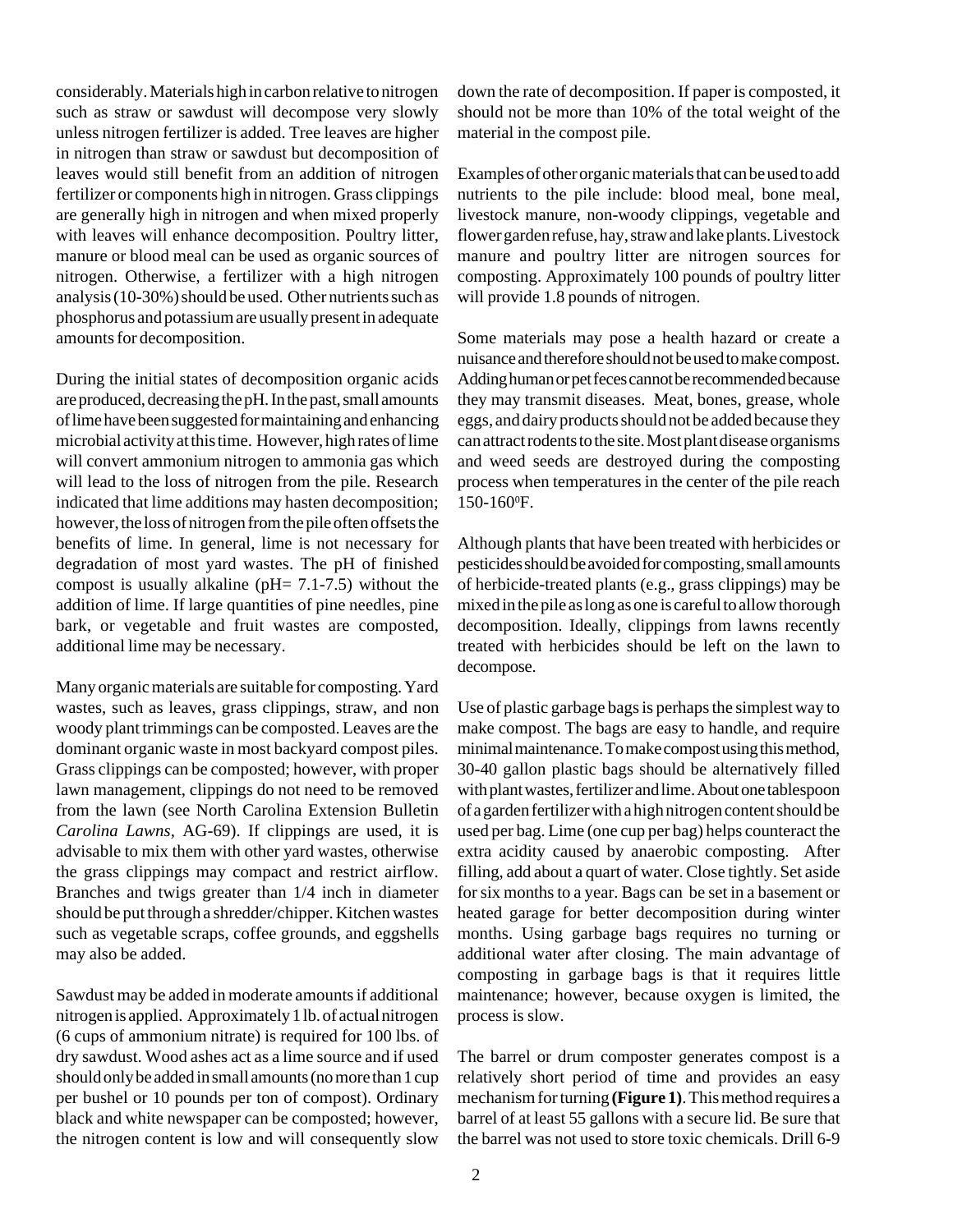considerably. Materials high in carbon relative to nitrogen such as straw or sawdust will decompose very slowly unless nitrogen fertilizer is added. Tree leaves are higher in nitrogen than straw or sawdust but decomposition of leaves would still benefit from an addition of nitrogen fertilizer or components high in nitrogen. Grass clippings are generally high in nitrogen and when mixed properly with leaves will enhance decomposition. Poultry litter, manure or blood meal can be used as organic sources of nitrogen. Otherwise, a fertilizer with a high nitrogen analysis (10-30%) should be used. Other nutrients such as phosphorus and potassium are usually present in adequate amounts for decomposition.

During the initial states of decomposition organic acids are produced, decreasing the pH. In the past, small amounts of lime have been suggested for maintaining and enhancing microbial activity at this time. However, high rates of lime will convert ammonium nitrogen to ammonia gas which will lead to the loss of nitrogen from the pile. Research indicated that lime additions may hasten decomposition; however, the loss of nitrogen from the pile often offsets the benefits of lime. In general, lime is not necessary for degradation of most yard wastes. The pH of finished compost is usually alkaline (pH= 7.1-7.5) without the addition of lime. If large quantities of pine needles, pine bark, or vegetable and fruit wastes are composted, additional lime may be necessary.

Many organic materials are suitable for composting. Yard wastes, such as leaves, grass clippings, straw, and non woody plant trimmings can be composted. Leaves are the dominant organic waste in most backyard compost piles. Grass clippings can be composted; however, with proper lawn management, clippings do not need to be removed from the lawn (see North Carolina Extension Bulletin *Carolina Lawns*, AG-69). If clippings are used, it is advisable to mix them with other yard wastes, otherwise the grass clippings may compact and restrict airflow. Branches and twigs greater than 1/4 inch in diameter should be put through a shredder/chipper. Kitchen wastes such as vegetable scraps, coffee grounds, and eggshells may also be added.

Sawdust may be added in moderate amounts if additional nitrogen is applied. Approximately 1 lb. of actual nitrogen (6 cups of ammonium nitrate) is required for 100 lbs. of dry sawdust. Wood ashes act as a lime source and if used should only be added in small amounts (no more than 1 cup per bushel or 10 pounds per ton of compost). Ordinary black and white newspaper can be composted; however, the nitrogen content is low and will consequently slow down the rate of decomposition. If paper is composted, it should not be more than 10% of the total weight of the material in the compost pile.

Examples of other organic materials that can be used to add nutrients to the pile include: blood meal, bone meal, livestock manure, non-woody clippings, vegetable and flower garden refuse, hay, straw and lake plants. Livestock manure and poultry litter are nitrogen sources for composting. Approximately 100 pounds of poultry litter will provide 1.8 pounds of nitrogen.

Some materials may pose a health hazard or create a nuisance and therefore should not be used to make compost. Adding human or pet feces cannot be recommended because they may transmit diseases. Meat, bones, grease, whole eggs, and dairy products should not be added because they can attract rodents to the site. Most plant disease organisms and weed seeds are destroyed during the composting process when temperatures in the center of the pile reach 150-160$^0$F.

Although plants that have been treated with herbicides or pesticides should be avoided for composting, small amounts of herbicide-treated plants (e.g., grass clippings) may be mixed in the pile as long as one is careful to allow thorough decomposition. Ideally, clippings from lawns recently treated with herbicides should be left on the lawn to decompose.

Use of plastic garbage bags is perhaps the simplest way to make compost. The bags are easy to handle, and require minimal maintenance. To make compost using this method, 30-40 gallon plastic bags should be alternatively filled with plant wastes, fertilizer and lime. About one tablespoon of a garden fertilizer with a high nitrogen content should be used per bag. Lime (one cup per bag) helps counteract the extra acidity caused by anaerobic composting. After filling, add about a quart of water. Close tightly. Set aside for six months to a year. Bags can be set in a basement or heated garage for better decomposition during winter months. Using garbage bags requires no turning or additional water after closing. The main advantage of composting in garbage bags is that it requires little maintenance; however, because oxygen is limited, the process is slow.

The barrel or drum composter generates compost is a relatively short period of time and provides an easy mechanism for turning **(Figure 1)**. This method requires a barrel of at least 55 gallons with a secure lid. Be sure that the barrel was not used to store toxic chemicals. Drill 6-9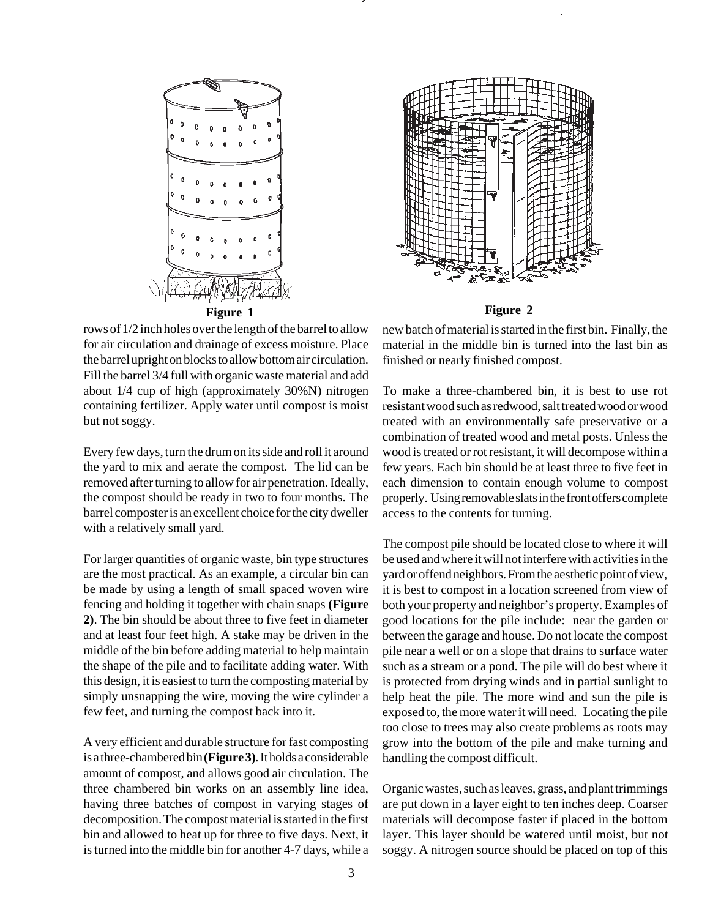**Figure 1**

**Figure 2**

rows of 1/2 inch holes over the length of the barrel to allow for air circulation and drainage of excess moisture. Place the barrel upright on blocks to allow bottom air circulation. Fill the barrel 3/4 full with organic waste material and add about 1/4 cup of high (approximately 30%N) nitrogen containing fertilizer. Apply water until compost is moist but not soggy.

Every few days, turn the drum on its side and roll it around the yard to mix and aerate the compost. The lid can be removed after turning to allow for air penetration. Ideally, the compost should be ready in two to four months. The barrel composter is an excellent choice for the city dweller with a relatively small yard.

For larger quantities of organic waste, bin type structures are the most practical. As an example, a circular bin can be made by using a length of small spaced woven wire fencing and holding it together with chain snaps **(Figure 2)**. The bin should be about three to five feet in diameter and at least four feet high. A stake may be driven in the middle of the bin before adding material to help maintain the shape of the pile and to facilitate adding water. With this design, it is easiest to turn the composting material by simply unsnapping the wire, moving the wire cylinder a few feet, and turning the compost back into it.

A very efficient and durable structure for fast composting is a three-chambered bin **(Figure 3)**. It holds a considerable amount of compost, and allows good air circulation. The three chambered bin works on an assembly line idea, having three batches of compost in varying stages of decomposition. The compost material is started in the first bin and allowed to heat up for three to five days. Next, it is turned into the middle bin for another 4-7 days, while a new batch of material is started in the first bin. Finally, the material in the middle bin is turned into the last bin as finished or nearly finished compost.

To make a three-chambered bin, it is best to use rot resistant wood such as redwood, salt treated wood or wood treated with an environmentally safe preservative or a combination of treated wood and metal posts. Unless the wood is treated or rot resistant, it will decompose within a few years. Each bin should be at least three to five feet in each dimension to contain enough volume to compost properly. Using removable slats in the front offers complete access to the contents for turning.

The compost pile should be located close to where it will be used and where it will not interfere with activities in the yard or offend neighbors. From the aesthetic point of view, it is best to compost in a location screened from view of both your property and neighbor's property. Examples of good locations for the pile include: near the garden or between the garage and house. Do not locate the compost pile near a well or on a slope that drains to surface water such as a stream or a pond. The pile will do best where it is protected from drying winds and in partial sunlight to help heat the pile. The more wind and sun the pile is exposed to, the more water it will need. Locating the pile too close to trees may also create problems as roots may grow into the bottom of the pile and make turning and handling the compost difficult.

Organic wastes, such as leaves, grass, and plant trimmings are put down in a layer eight to ten inches deep. Coarser materials will decompose faster if placed in the bottom layer. This layer should be watered until moist, but not soggy. A nitrogen source should be placed on top of this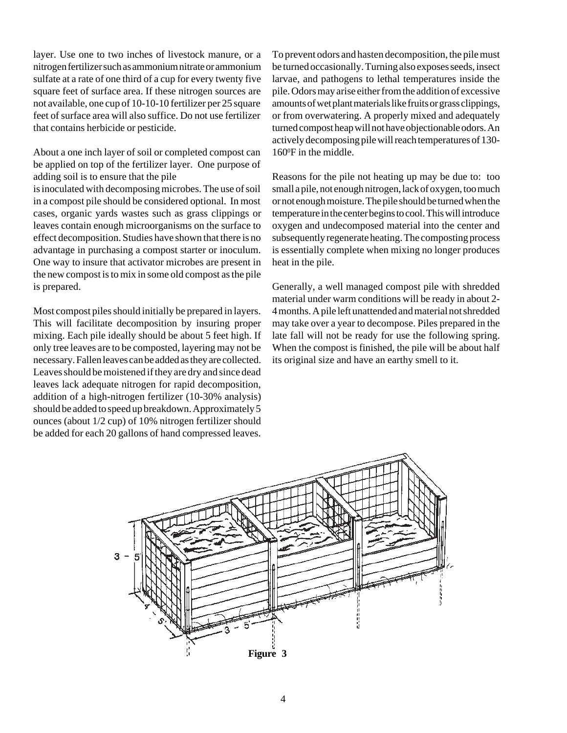layer. Use one to two inches of livestock manure, or a nitrogen fertilizer such as ammonium nitrate or ammonium sulfate at a rate of one third of a cup for every twenty five square feet of surface area. If these nitrogen sources are not available, one cup of 10-10-10 fertilizer per 25 square feet of surface area will also suffice. Do not use fertilizer that contains herbicide or pesticide.

About a one inch layer of soil or completed compost can be applied on top of the fertilizer layer. One purpose of adding soil is to ensure that the pile is inoculated with decomposing microbes. The use of soil in a compost pile should be considered optional. In most cases, organic yards wastes such as grass clippings or leaves contain enough microorganisms on the surface to effect decomposition. Studies have shown that there is no advantage in purchasing a compost starter or inoculum. One way to insure that activator microbes are present in the new compost is to mix in some old compost as the pile is prepared.

Most compost piles should initially be prepared in layers. This will facilitate decomposition by insuring proper mixing. Each pile ideally should be about 5 feet high. If only tree leaves are to be composted, layering may not be necessary. Fallen leaves can be added as they are collected. Leaves should be moistened if they are dry and since dead leaves lack adequate nitrogen for rapid decomposition, addition of a high-nitrogen fertilizer (10-30% analysis) should be added to speed up breakdown. Approximately 5 ounces (about 1/2 cup) of 10% nitrogen fertilizer should be added for each 20 gallons of hand compressed leaves.

To prevent odors and hasten decomposition, the pile must be turned occasionally. Turning also exposes seeds, insect larvae, and pathogens to lethal temperatures inside the pile. Odors may arise either from the addition of excessive amounts of wet plant materials like fruits or grass clippings, or from overwatering. A properly mixed and adequately turned compost heap will not have objectionable odors. An actively decomposing pile will reach temperatures of 130-160$^0$F in the middle.

Reasons for the pile not heating up may be due to: too small a pile, not enough nitrogen, lack of oxygen, too much or not enough moisture. The pile should be turned when the temperature in the center begins to cool. This will introduce oxygen and undecomposed material into the center and subsequently regenerate heating. The composting process is essentially complete when mixing no longer produces heat in the pile.

Generally, a well managed compost pile with shredded material under warm conditions will be ready in about 2-4 months. A pile left unattended and material not shredded may take over a year to decompose. Piles prepared in the late fall will not be ready for use the following spring. When the compost is finished, the pile will be about half its original size and have an earthy smell to it.

3 - 5'

4 - 5'

3 - 5'

**Figure 3**